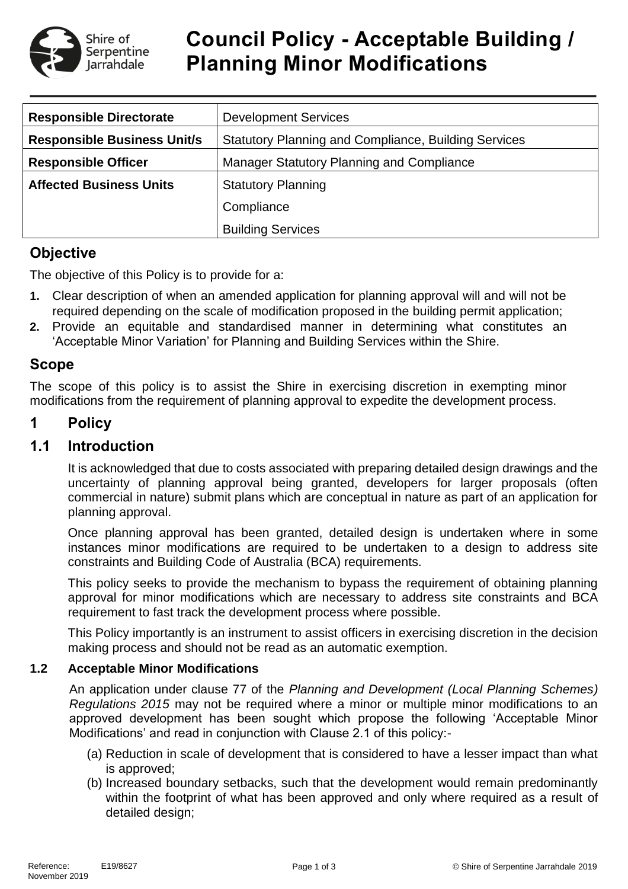# Council Policy - Acceptable Building / Planning Minor Modifications

| Responsible Directorate | Development Services |
|---|---|
| **Responsible Business Unit/s** | Statutory Planning and Compliance, Building Services |
| **Responsible Officer** | Manager Statutory Planning and Compliance |
| **Affected Business Units** | Statutory Planning |
| | Compliance |
| | Building Services |

## Objective

The objective of this Policy is to provide for a:

1. Clear description of when an amended application for planning approval will and will not be required depending on the scale of modification proposed in the building permit application;
2. Provide an equitable and standardised manner in determining what constitutes an 'Acceptable Minor Variation' for Planning and Building Services within the Shire.

## Scope

The scope of this policy is to assist the Shire in exercising discretion in exempting minor modifications from the requirement of planning approval to expedite the development process.

## 1 Policy

## 1.1 Introduction

It is acknowledged that due to costs associated with preparing detailed design drawings and the uncertainty of planning approval being granted, developers for larger proposals (often commercial in nature) submit plans which are conceptual in nature as part of an application for planning approval.

Once planning approval has been granted, detailed design is undertaken where in some instances minor modifications are required to be undertaken to a design to address site constraints and Building Code of Australia (BCA) requirements.

This policy seeks to provide the mechanism to bypass the requirement of obtaining planning approval for minor modifications which are necessary to address site constraints and BCA requirement to fast track the development process where possible.

This Policy importantly is an instrument to assist officers in exercising discretion in the decision making process and should not be read as an automatic exemption.

### 1.2 Acceptable Minor Modifications

An application under clause 77 of the *Planning and Development (Local Planning Schemes) Regulations 2015* may not be required where a minor or multiple minor modifications to an approved development has been sought which propose the following 'Acceptable Minor Modifications' and read in conjunction with Clause 2.1 of this policy:-

(a) Reduction in scale of development that is considered to have a lesser impact than what is approved;

(b) Increased boundary setbacks, such that the development would remain predominantly within the footprint of what has been approved and only where required as a result of detailed design;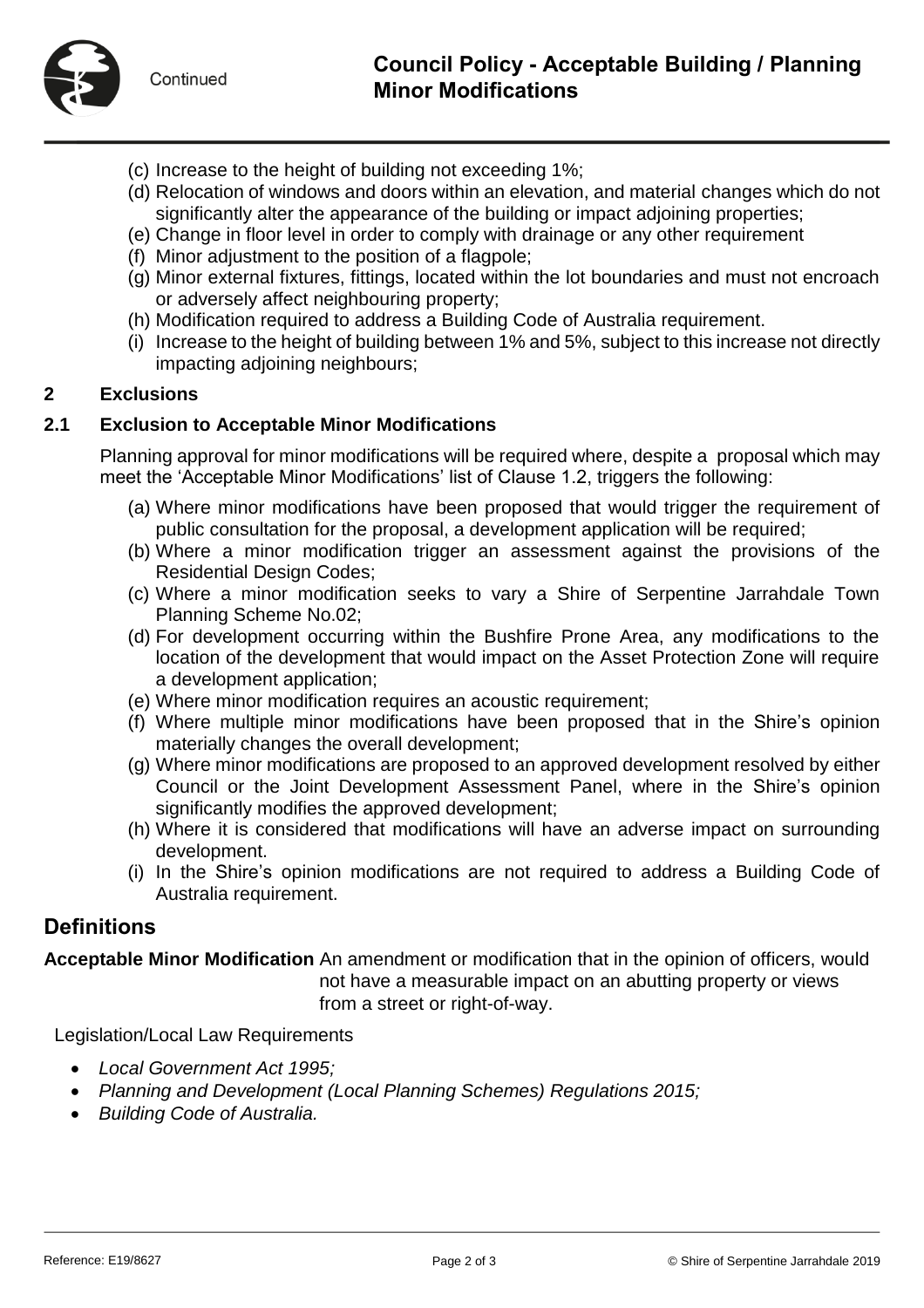(c) Increase to the height of building not exceeding 1%;
(d) Relocation of windows and doors within an elevation, and material changes which do not significantly alter the appearance of the building or impact adjoining properties;
(e) Change in floor level in order to comply with drainage or any other requirement
(f) Minor adjustment to the position of a flagpole;
(g) Minor external fixtures, fittings, located within the lot boundaries and must not encroach or adversely affect neighbouring property;
(h) Modification required to address a Building Code of Australia requirement.
(i) Increase to the height of building between 1% and 5%, subject to this increase not directly impacting adjoining neighbours;

## 2 Exclusions

### 2.1 Exclusion to Acceptable Minor Modifications

Planning approval for minor modifications will be required where, despite a proposal which may meet the 'Acceptable Minor Modifications' list of Clause 1.2, triggers the following:

(a) Where minor modifications have been proposed that would trigger the requirement of public consultation for the proposal, a development application will be required;
(b) Where a minor modification trigger an assessment against the provisions of the Residential Design Codes;
(c) Where a minor modification seeks to vary a Shire of Serpentine Jarrahdale Town Planning Scheme No.02;
(d) For development occurring within the Bushfire Prone Area, any modifications to the location of the development that would impact on the Asset Protection Zone will require a development application;
(e) Where minor modification requires an acoustic requirement;
(f) Where multiple minor modifications have been proposed that in the Shire's opinion materially changes the overall development;
(g) Where minor modifications are proposed to an approved development resolved by either Council or the Joint Development Assessment Panel, where in the Shire's opinion significantly modifies the approved development;
(h) Where it is considered that modifications will have an adverse impact on surrounding development.
(i) In the Shire's opinion modifications are not required to address a Building Code of Australia requirement.

## Definitions

**Acceptable Minor Modification** An amendment or modification that in the opinion of officers, would not have a measurable impact on an abutting property or views from a street or right-of-way.

Legislation/Local Law Requirements

- *Local Government Act 1995;*
- *Planning and Development (Local Planning Schemes) Regulations 2015;*
- *Building Code of Australia.*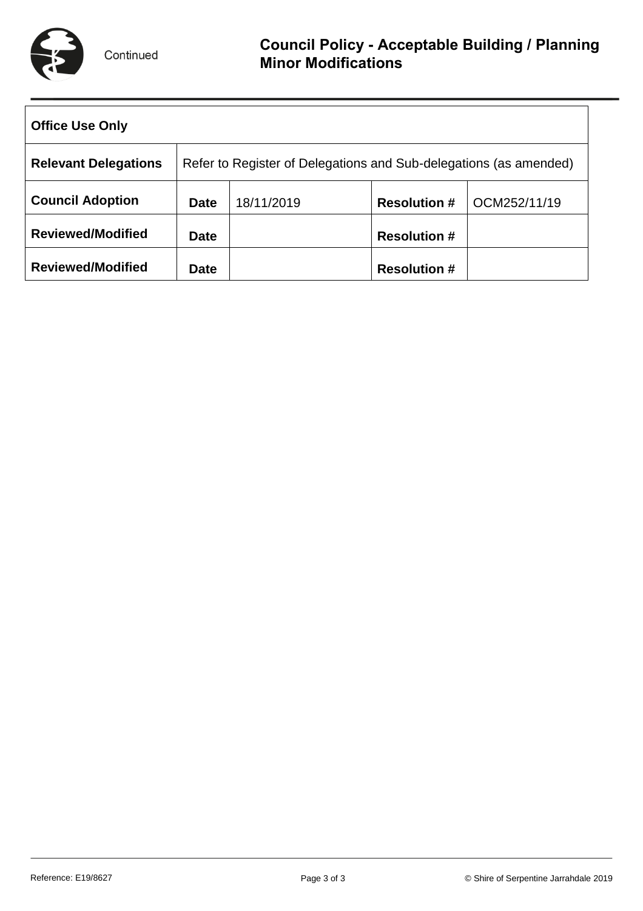| Office Use Only | | | | |
|---|---|---|---|---|
| **Relevant Delegations** | Refer to Register of Delegations and Sub-delegations (as amended) | | | |
| **Council Adoption** | **Date** | 18/11/2019 | **Resolution #** | OCM252/11/19 |
| **Reviewed/Modified** | **Date** | | **Resolution #** | |
| **Reviewed/Modified** | **Date** | | **Resolution #** | |